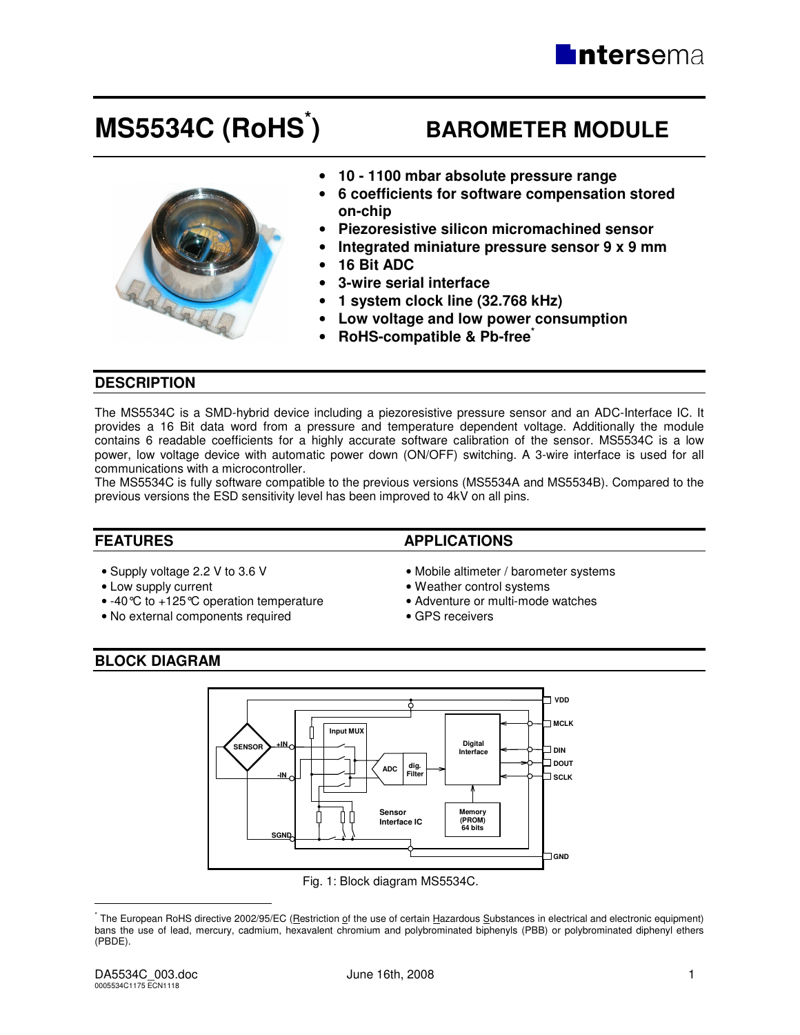# MS5534C (RoHS*)

# BAROMETER MODULE

- **10 - 1100 mbar absolute pressure range**
- **6 coefficients for software compensation stored on-chip**
- **Piezoresistive silicon micromachined sensor**
- **Integrated miniature pressure sensor 9 x 9 mm**
- **16 Bit ADC**
- **3-wire serial interface**
- **1 system clock line (32.768 kHz)**
- **Low voltage and low power consumption**
- **RoHS-compatible & Pb-free***

## DESCRIPTION

The MS5534C is a SMD-hybrid device including a piezoresistive pressure sensor and an ADC-Interface IC. It provides a 16 Bit data word from a pressure and temperature dependent voltage. Additionally the module contains 6 readable coefficients for a highly accurate software calibration of the sensor. MS5534C is a low power, low voltage device with automatic power down (ON/OFF) switching. A 3-wire interface is used for all communications with a microcontroller.
The MS5534C is fully software compatible to the previous versions (MS5534A and MS5534B). Compared to the previous versions the ESD sensitivity level has been improved to 4kV on all pins.

## FEATURES

- Supply voltage 2.2 V to 3.6 V
- Low supply current
- -40°C to +125°C operation temperature
- No external components required

## APPLICATIONS

- Mobile altimeter / barometer systems
- Weather control systems
- Adventure or multi-mode watches
- GPS receivers

## BLOCK DIAGRAM

Fig. 1: Block diagram MS5534C.

* The European RoHS directive 2002/95/EC (Restriction of the use of certain Hazardous Substances in electrical and electronic equipment) bans the use of lead, mercury, cadmium, hexavalent chromium and polybrominated biphenyls (PBB) or polybrominated diphenyl ethers (PBDE).

DA5534C_003.doc
0005534C1175 ECN1118
June 16th, 2008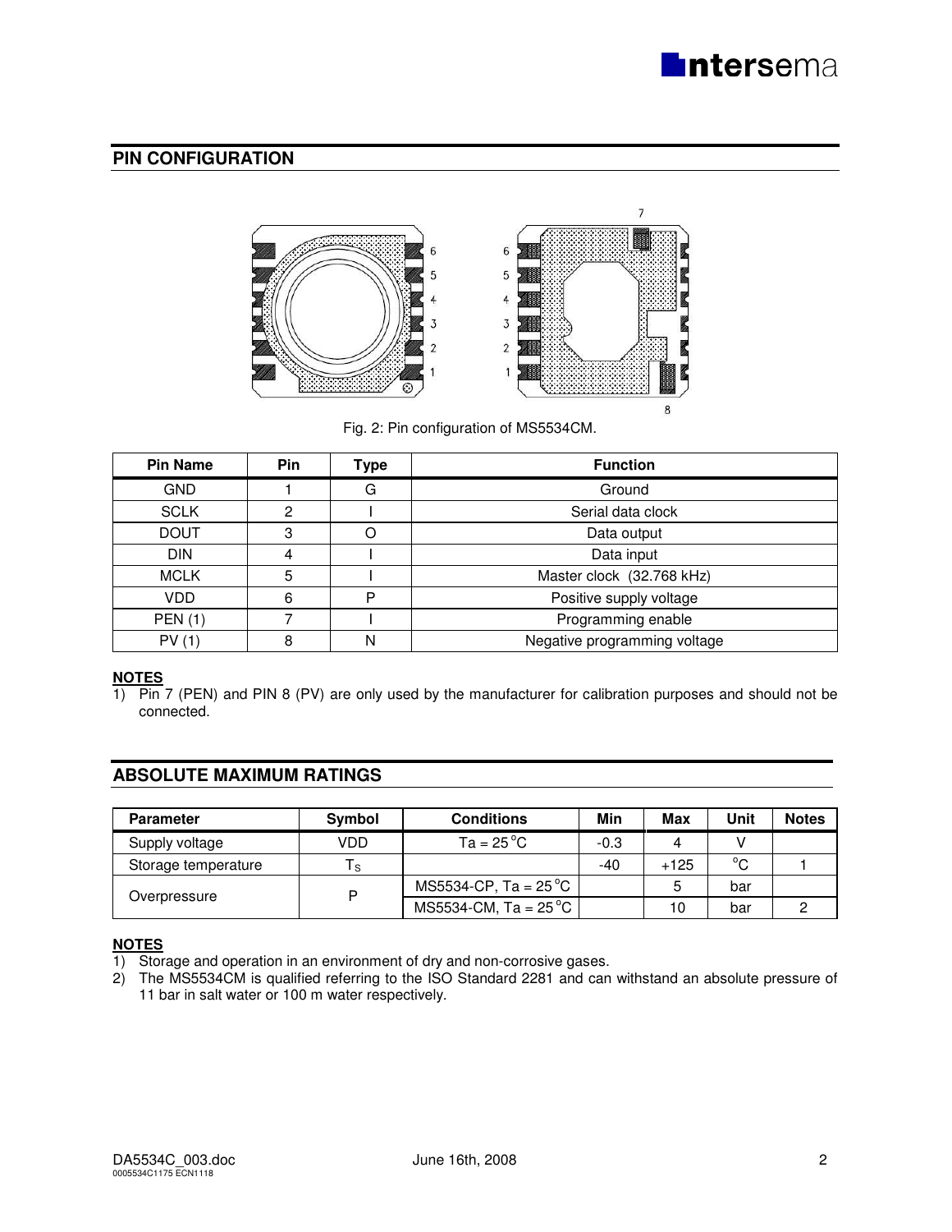## PIN CONFIGURATION

Fig. 2: Pin configuration of MS5534CM.

| Pin Name | Pin | Type | Function |
|---|---|---|---|
| GND | 1 | G | Ground |
| SCLK | 2 | I | Serial data clock |
| DOUT | 3 | O | Data output |
| DIN | 4 | I | Data input |
| MCLK | 5 | I | Master clock (32.768 kHz) |
| VDD | 6 | P | Positive supply voltage |
| PEN (1) | 7 | I | Programming enable |
| PV (1) | 8 | N | Negative programming voltage |

**NOTES**

1) Pin 7 (PEN) and PIN 8 (PV) are only used by the manufacturer for calibration purposes and should not be connected.

## ABSOLUTE MAXIMUM RATINGS

| Parameter | Symbol | Conditions | Min | Max | Unit | Notes |
|---|---|---|---|---|---|---|
| Supply voltage | VDD | Ta = 25°C | -0.3 | 4 | V | |
| Storage temperature | $T_S$ | | -40 | +125 | °C | 1 |
| Overpressure | P | MS5534-CP, Ta = 25°C | | 5 | bar | |
| | | MS5534-CM, Ta = 25°C | | 10 | bar | 2 |

**NOTES**

1) Storage and operation in an environment of dry and non-corrosive gases.
2) The MS5534CM is qualified referring to the ISO Standard 2281 and can withstand an absolute pressure of 11 bar in salt water or 100 m water respectively.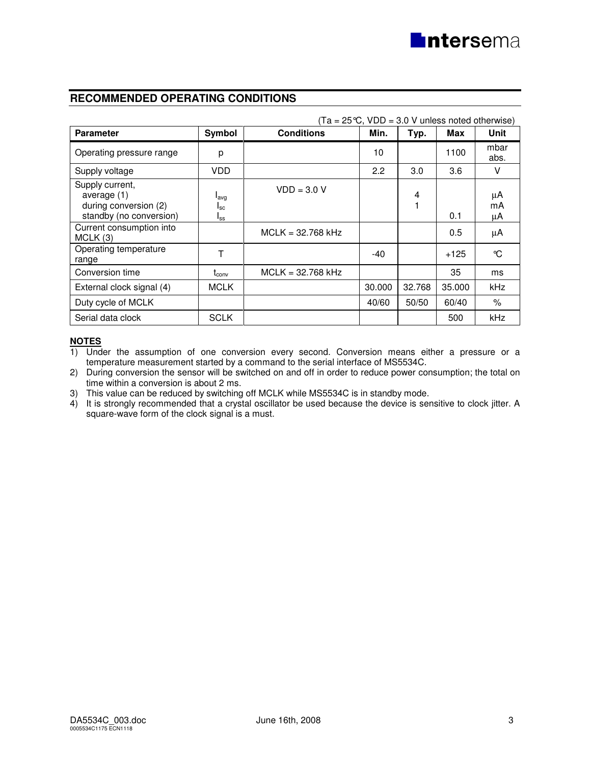## RECOMMENDED OPERATING CONDITIONS

(Ta = 25°C, VDD = 3.0 V unless noted otherwise)

| Parameter | Symbol | Conditions | Min. | Typ. | Max | Unit |
|---|---|---|---|---|---|---|
| Operating pressure range | p | | 10 | | 1100 | mbar abs. |
| Supply voltage | VDD | | 2.2 | 3.0 | 3.6 | V |
| Supply current,<br>average (1)<br>during conversion (2)<br>standby (no conversion) | <br>$I_{avg}$<br>$I_{sc}$<br>$I_{ss}$ | VDD = 3.0 V | | <br>4<br>1<br> | <br><br><br>0.1 | <br>µA<br>mA<br>µA |
| Current consumption into MCLK (3) | | MCLK = 32.768 kHz | | | 0.5 | µA |
| Operating temperature range | T | | -40 | | +125 | °C |
| Conversion time | $t_{conv}$ | MCLK = 32.768 kHz | | | 35 | ms |
| External clock signal (4) | MCLK | | 30.000 | 32.768 | 35.000 | kHz |
| Duty cycle of MCLK | | | 40/60 | 50/50 | 60/40 | % |
| Serial data clock | SCLK | | | | 500 | kHz |

**NOTES**

1) Under the assumption of one conversion every second. Conversion means either a pressure or a temperature measurement started by a command to the serial interface of MS5534C.
2) During conversion the sensor will be switched on and off in order to reduce power consumption; the total on time within a conversion is about 2 ms.
3) This value can be reduced by switching off MCLK while MS5534C is in standby mode.
4) It is strongly recommended that a crystal oscillator be used because the device is sensitive to clock jitter. A square-wave form of the clock signal is a must.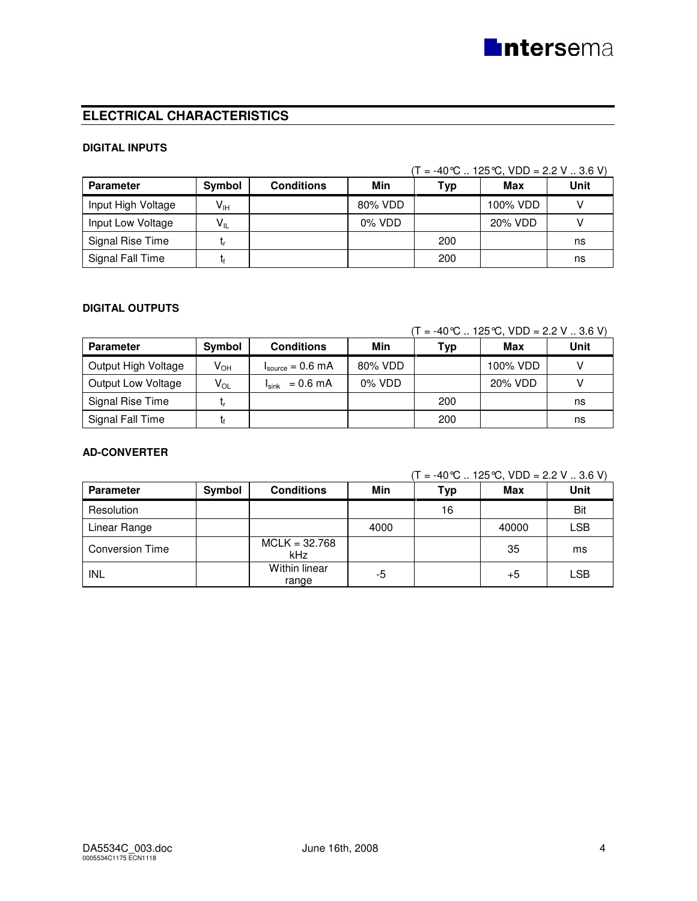## ELECTRICAL CHARACTERISTICS

### DIGITAL INPUTS

(T = -40°C .. 125°C, VDD = 2.2 V .. 3.6 V)

| Parameter | Symbol | Conditions | Min | Typ | Max | Unit |
|---|---|---|---|---|---|---|
| Input High Voltage | $V_{IH}$ | | 80% VDD | | 100% VDD | V |
| Input Low Voltage | $V_{IL}$ | | 0% VDD | | 20% VDD | V |
| Signal Rise Time | $t_r$ | | | 200 | | ns |
| Signal Fall Time | $t_f$ | | | 200 | | ns |

### DIGITAL OUTPUTS

(T = -40°C .. 125°C, VDD = 2.2 V .. 3.6 V)

| Parameter | Symbol | Conditions | Min | Typ | Max | Unit |
|---|---|---|---|---|---|---|
| Output High Voltage | $V_{OH}$ | $I_{source}$ = 0.6 mA | 80% VDD | | 100% VDD | V |
| Output Low Voltage | $V_{OL}$ | $I_{sink}$ = 0.6 mA | 0% VDD | | 20% VDD | V |
| Signal Rise Time | $t_r$ | | | 200 | | ns |
| Signal Fall Time | $t_f$ | | | 200 | | ns |

### AD-CONVERTER

(T = -40°C .. 125°C, VDD = 2.2 V .. 3.6 V)

| Parameter | Symbol | Conditions | Min | Typ | Max | Unit |
|---|---|---|---|---|---|---|
| Resolution | | | | 16 | | Bit |
| Linear Range | | | 4000 | | 40000 | LSB |
| Conversion Time | | MCLK = 32.768 kHz | | | 35 | ms |
| INL | | Within linear range | -5 | | +5 | LSB |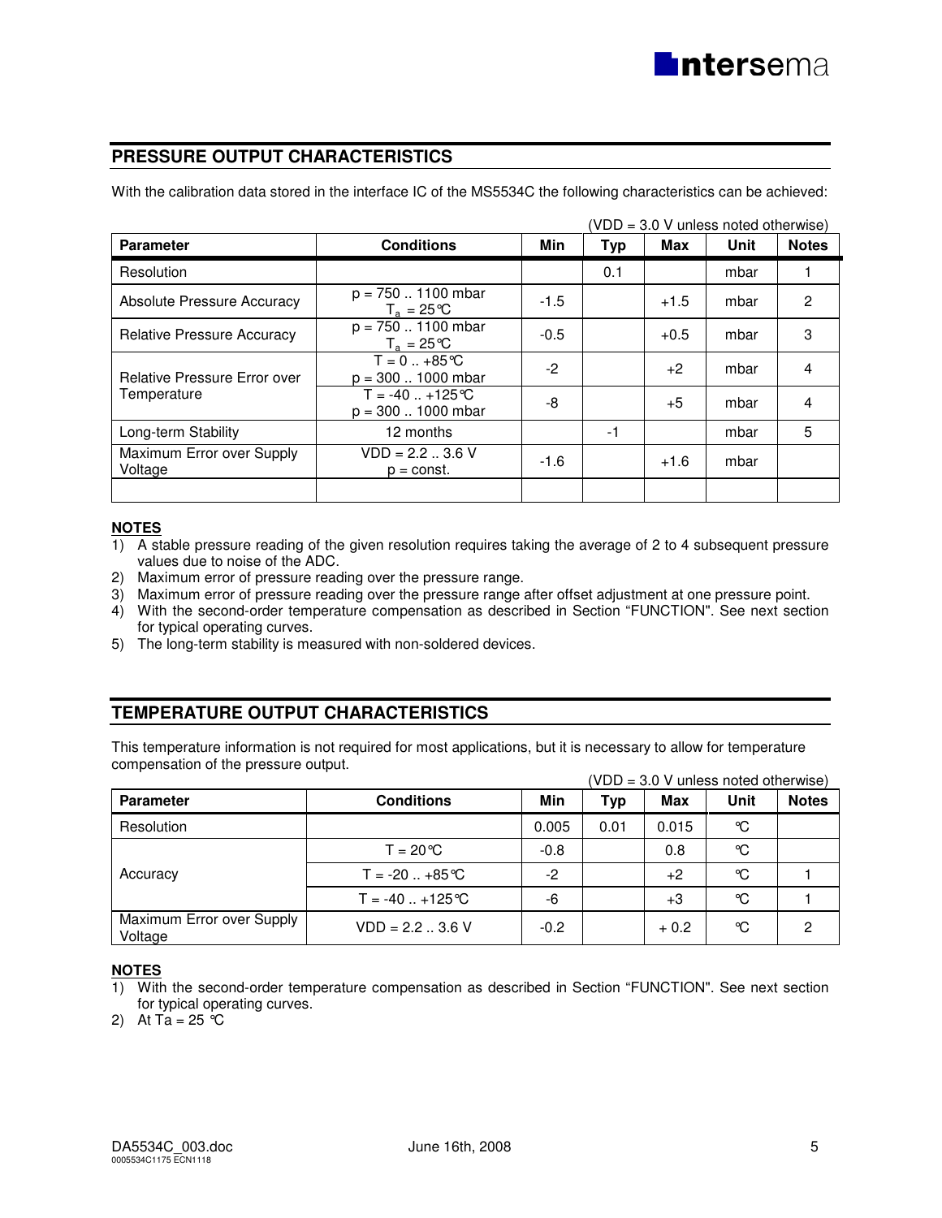## PRESSURE OUTPUT CHARACTERISTICS

With the calibration data stored in the interface IC of the MS5534C the following characteristics can be achieved:

(VDD = 3.0 V unless noted otherwise)

| Parameter | Conditions | Min | Typ | Max | Unit | Notes |
|---|---|---|---|---|---|---|
| Resolution | | | 0.1 | | mbar | 1 |
| Absolute Pressure Accuracy | p = 750 .. 1100 mbar $T_a$ = 25°C | -1.5 | | +1.5 | mbar | 2 |
| Relative Pressure Accuracy | p = 750 .. 1100 mbar $T_a$ = 25°C | -0.5 | | +0.5 | mbar | 3 |
| Relative Pressure Error over Temperature | T = 0 .. +85°C p = 300 .. 1000 mbar | -2 | | +2 | mbar | 4 |
| | T = -40 .. +125°C p = 300 .. 1000 mbar | -8 | | +5 | mbar | 4 |
| Long-term Stability | 12 months | | -1 | | mbar | 5 |
| Maximum Error over Supply Voltage | VDD = 2.2 .. 3.6 V p = const. | -1.6 | | +1.6 | mbar | |
| | | | | | | |

**NOTES**

1) A stable pressure reading of the given resolution requires taking the average of 2 to 4 subsequent pressure values due to noise of the ADC.
2) Maximum error of pressure reading over the pressure range.
3) Maximum error of pressure reading over the pressure range after offset adjustment at one pressure point.
4) With the second-order temperature compensation as described in Section "FUNCTION". See next section for typical operating curves.
5) The long-term stability is measured with non-soldered devices.

## TEMPERATURE OUTPUT CHARACTERISTICS

This temperature information is not required for most applications, but it is necessary to allow for temperature compensation of the pressure output.

(VDD = 3.0 V unless noted otherwise)

| Parameter | Conditions | Min | Typ | Max | Unit | Notes |
|---|---|---|---|---|---|---|
| Resolution | | 0.005 | 0.01 | 0.015 | °C | |
| Accuracy | T = 20°C | -0.8 | | 0.8 | °C | |
| | T = -20 .. +85°C | -2 | | +2 | °C | 1 |
| | T = -40 .. +125°C | -6 | | +3 | °C | 1 |
| Maximum Error over Supply Voltage | VDD = 2.2 .. 3.6 V | -0.2 | | + 0.2 | °C | 2 |

**NOTES**

1) With the second-order temperature compensation as described in Section "FUNCTION". See next section for typical operating curves.
2) At Ta = 25 °C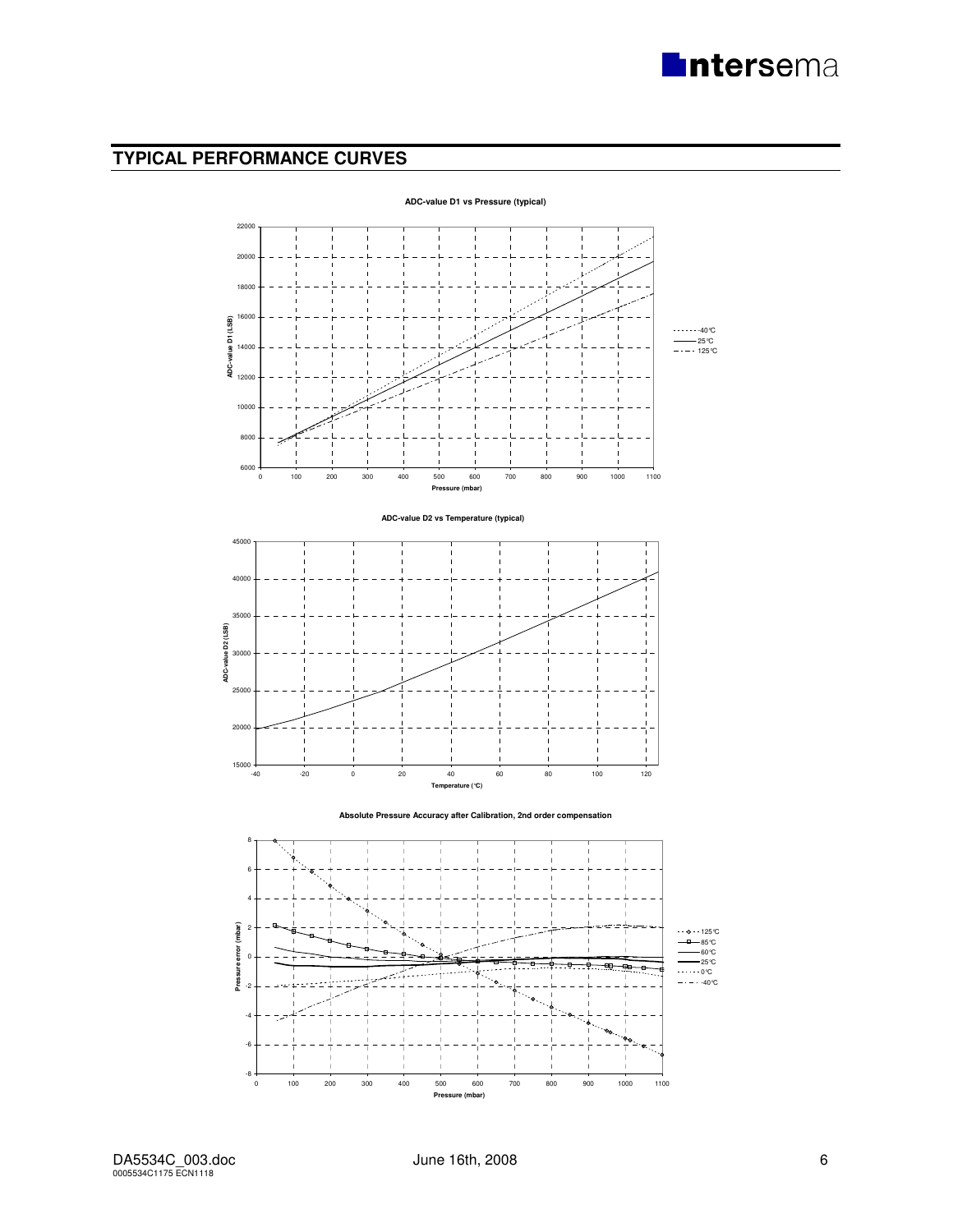## TYPICAL PERFORMANCE CURVES

**ADC-value D1 vs Pressure (typical)**

ADC-value D1 (LSB)

Pressure (mbar)

-40°C
25°C
125°C

**ADC-value D2 vs Temperature (typical)**

ADC-value D2 (LSB)

Temperature (°C)

**Absolute Pressure Accuracy after Calibration, 2nd order compensation**

Pressure error (mbar)

Pressure (mbar)

125°C
85°C
60°C
25°C
0°C
-40°C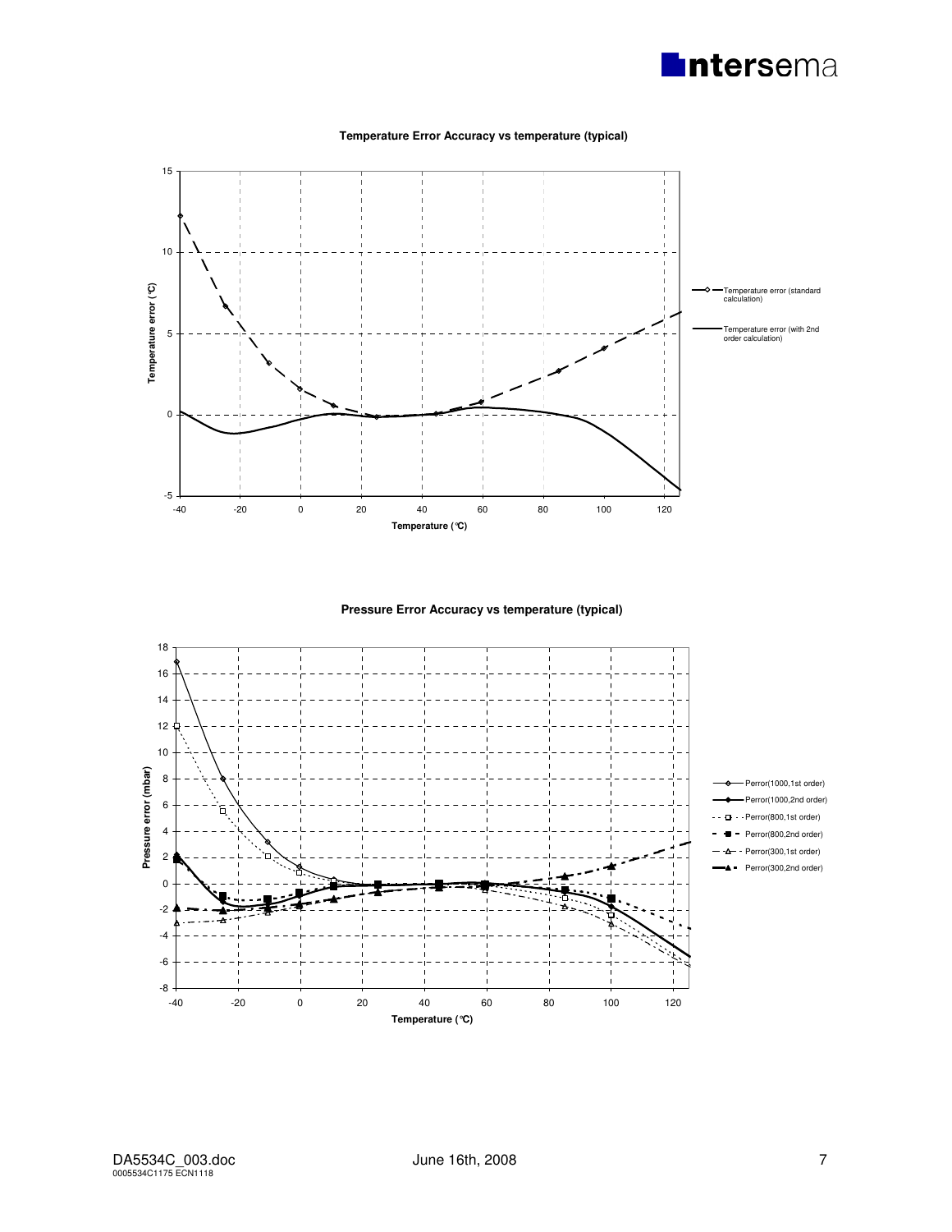**Temperature Error Accuracy vs temperature (typical)**

**Pressure Error Accuracy vs temperature (typical)**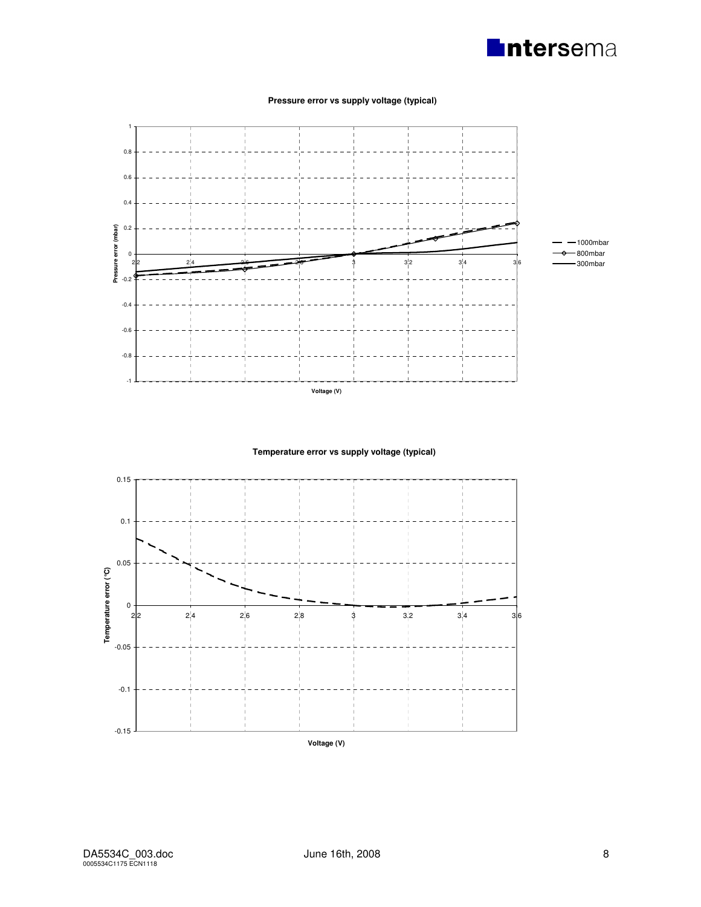**Pressure error vs supply voltage (typical)**

**Temperature error vs supply voltage (typical)**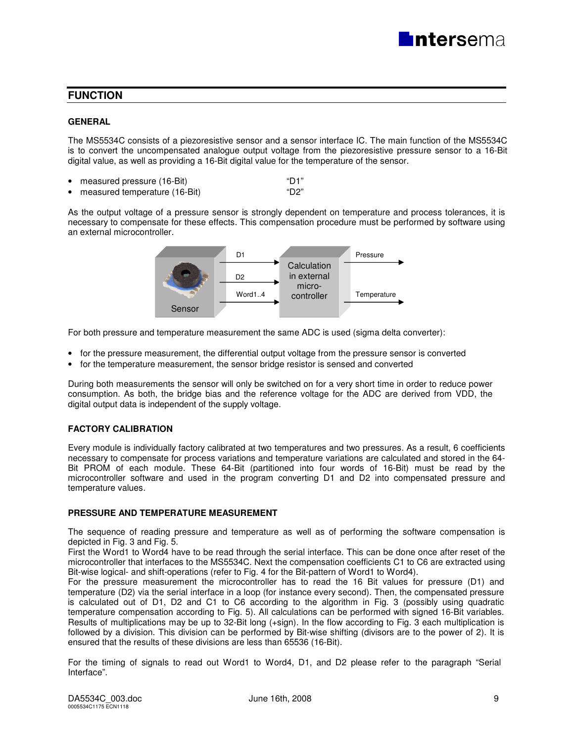## FUNCTION

### GENERAL

The MS5534C consists of a piezoresistive sensor and a sensor interface IC. The main function of the MS5534C is to convert the uncompensated analogue output voltage from the piezoresistive pressure sensor to a 16-Bit digital value, as well as providing a 16-Bit digital value for the temperature of the sensor.

- measured pressure (16-Bit) "D1"
- measured temperature (16-Bit) "D2"

As the output voltage of a pressure sensor is strongly dependent on temperature and process tolerances, it is necessary to compensate for these effects. This compensation procedure must be performed by software using an external microcontroller.

For both pressure and temperature measurement the same ADC is used (sigma delta converter):

- for the pressure measurement, the differential output voltage from the pressure sensor is converted
- for the temperature measurement, the sensor bridge resistor is sensed and converted

During both measurements the sensor will only be switched on for a very short time in order to reduce power consumption. As both, the bridge bias and the reference voltage for the ADC are derived from VDD, the digital output data is independent of the supply voltage.

### FACTORY CALIBRATION

Every module is individually factory calibrated at two temperatures and two pressures. As a result, 6 coefficients necessary to compensate for process variations and temperature variations are calculated and stored in the 64-Bit PROM of each module. These 64-Bit (partitioned into four words of 16-Bit) must be read by the microcontroller software and used in the program converting D1 and D2 into compensated pressure and temperature values.

### PRESSURE AND TEMPERATURE MEASUREMENT

The sequence of reading pressure and temperature as well as of performing the software compensation is depicted in Fig. 3 and Fig. 5.
First the Word1 to Word4 have to be read through the serial interface. This can be done once after reset of the microcontroller that interfaces to the MS5534C. Next the compensation coefficients C1 to C6 are extracted using Bit-wise logical- and shift-operations (refer to Fig. 4 for the Bit-pattern of Word1 to Word4).
For the pressure measurement the microcontroller has to read the 16 Bit values for pressure (D1) and temperature (D2) via the serial interface in a loop (for instance every second). Then, the compensated pressure is calculated out of D1, D2 and C1 to C6 according to the algorithm in Fig. 3 (possibly using quadratic temperature compensation according to Fig. 5). All calculations can be performed with signed 16-Bit variables. Results of multiplications may be up to 32-Bit long (+sign). In the flow according to Fig. 3 each multiplication is followed by a division. This division can be performed by Bit-wise shifting (divisors are to the power of 2). It is ensured that the results of these divisions are less than 65536 (16-Bit).

For the timing of signals to read out Word1 to Word4, D1, and D2 please refer to the paragraph "Serial Interface".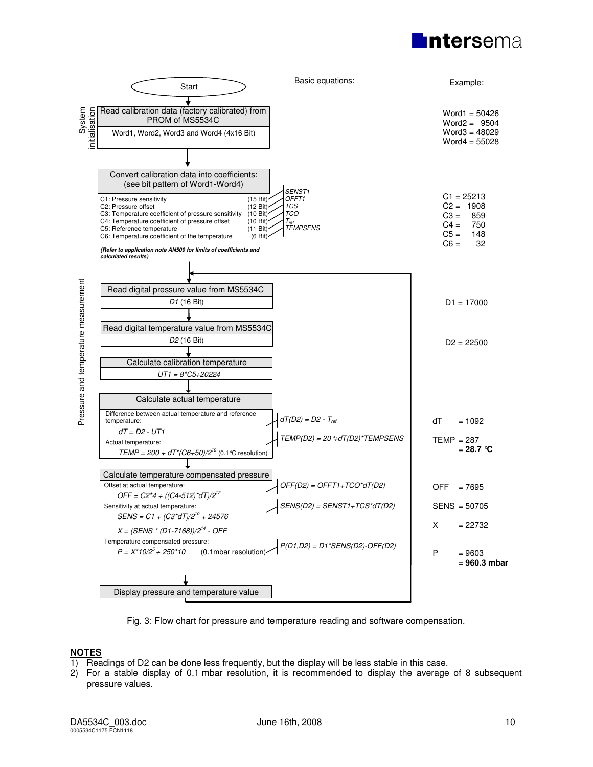**Flow chart (Fig. 3)**

| Step | Basic equations | Example |
|---|---|---|
| **Start** | | |
| **System initialisation** | | |
| Read calibration data (factory calibrated) from PROM of MS5534C: Word1, Word2, Word3 and Word4 (4x16 Bit) | | Word1 = 50426<br>Word2 = 9504<br>Word3 = 48029<br>Word4 = 55028 |
| Convert calibration data into coefficients (see bit pattern of Word1-Word4):<br>C1: Pressure sensitivity (15 Bit)<br>C2: Pressure offset (12 Bit)<br>C3: Temperature coefficient of pressure sensitivity (10 Bit)<br>C4: Temperature coefficient of pressure offset (10 Bit)<br>C5: Reference temperature (11 Bit)<br>C6: Temperature coefficient of the temperature (6 Bit)<br>***(Refer to application note AN509 for limits of coefficients and calculated results)*** | C1: SENST1<br>C2: OFFT1<br>C3: TCS<br>C4: TCO<br>C5: $T_{ref}$<br>C6: TEMPSENS | C1 = 25213<br>C2 = 1908<br>C3 = 859<br>C4 = 750<br>C5 = 148<br>C6 = 32 |
| **Pressure and temperature measurement** (loop start) | | |
| Read digital pressure value from MS5534C: *D1* (16 Bit) | | D1 = 17000 |
| Read digital temperature value from MS5534C: *D2* (16 Bit) | | D2 = 22500 |
| Calculate calibration temperature: $UT1 = 8 \cdot C5 + 20224$ | | |
| Calculate actual temperature.<br>Difference between actual temperature and reference temperature: $dT = D2 - UT1$ | $dT(D2) = D2 - T_{ref}$ | dT = 1092 |
| Actual temperature: $TEMP = 200 + dT \cdot (C6+50)/2^{10}$ (0.1 °C resolution) | $TEMP(D2) = 20°+dT(D2) \cdot TEMPSENS$ | TEMP = 287 = **28.7 °C** |
| Calculate temperature compensated pressure.<br>Offset at actual temperature: $OFF = C2 \cdot 4 + ((C4-512) \cdot dT)/2^{12}$ | $OFF(D2) = OFFT1+TCO \cdot dT(D2)$ | OFF = 7695 |
| Sensitivity at actual temperature: $SENS = C1 + (C3 \cdot dT)/2^{10} + 24576$ | $SENS(D2) = SENST1+TCS \cdot dT(D2)$ | SENS = 50705 |
| $X = (SENS \cdot (D1-7168))/2^{14} - OFF$ | | X = 22732 |
| Temperature compensated pressure: $P = X \cdot 10/2^{5} + 250 \cdot 10$ (0.1mbar resolution) | $P(D1,D2) = D1 \cdot SENS(D2)-OFF(D2)$ | P = 9603 = **960.3 mbar** |
| Display pressure and temperature value (loop back to reading D1) | | |

Fig. 3: Flow chart for pressure and temperature reading and software compensation.

**NOTES**

1) Readings of D2 can be done less frequently, but the display will be less stable in this case.
2) For a stable display of 0.1 mbar resolution, it is recommended to display the average of 8 subsequent pressure values.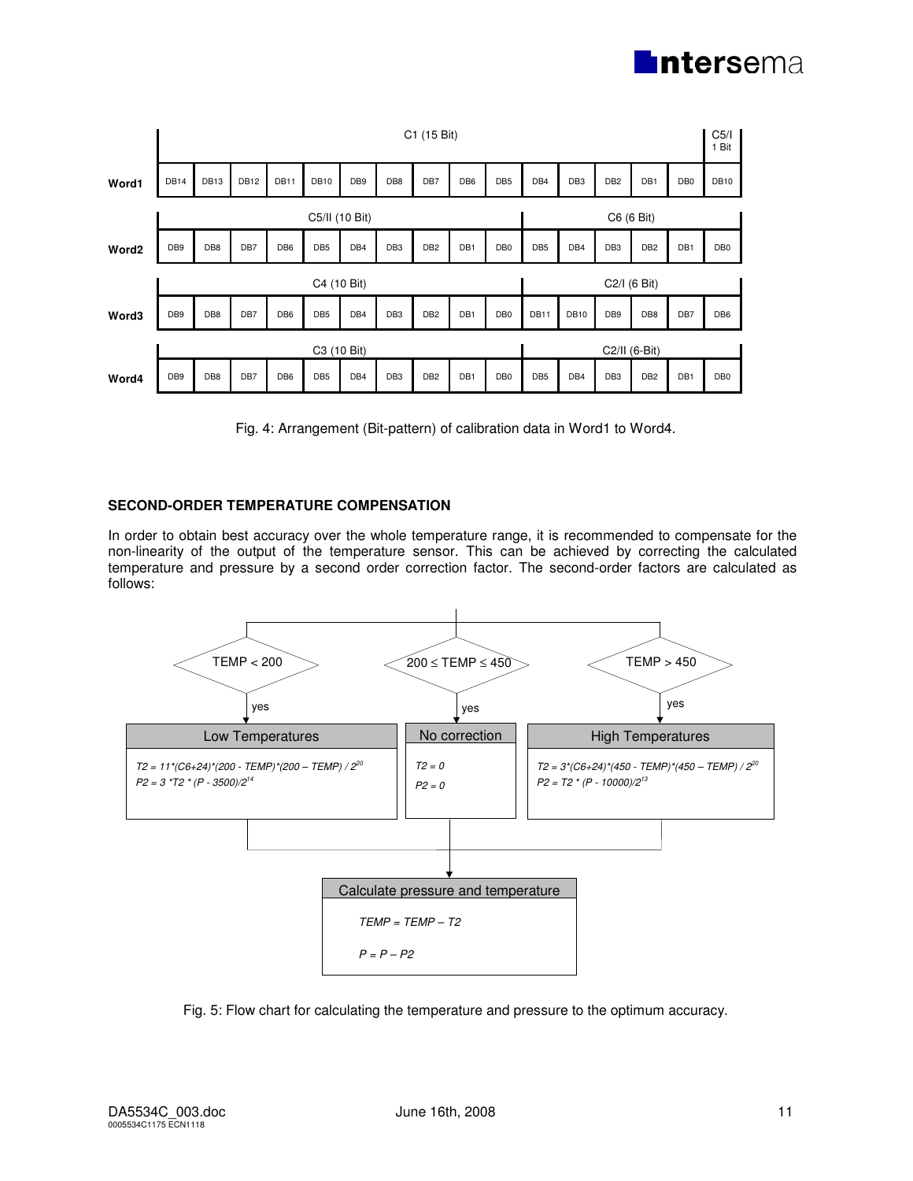| | C1 (15 Bit) | | | | | | | | | | | | | | | C5/I 1 Bit |
|---|---|---|---|---|---|---|---|---|---|---|---|---|---|---|---|---|
| **Word1** | DB14 | DB13 | DB12 | DB11 | DB10 | DB9 | DB8 | DB7 | DB6 | DB5 | DB4 | DB3 | DB2 | DB1 | DB0 | DB10 |

| | C5/II (10 Bit) | | | | | | | | | | C6 (6 Bit) | | | | | |
|---|---|---|---|---|---|---|---|---|---|---|---|---|---|---|---|---|
| **Word2** | DB9 | DB8 | DB7 | DB6 | DB5 | DB4 | DB3 | DB2 | DB1 | DB0 | DB5 | DB4 | DB3 | DB2 | DB1 | DB0 |

| | C4 (10 Bit) | | | | | | | | | | C2/I (6 Bit) | | | | | |
|---|---|---|---|---|---|---|---|---|---|---|---|---|---|---|---|---|
| **Word3** | DB9 | DB8 | DB7 | DB6 | DB5 | DB4 | DB3 | DB2 | DB1 | DB0 | DB11 | DB10 | DB9 | DB8 | DB7 | DB6 |

| | C3 (10 Bit) | | | | | | | | | | C2/II (6-Bit) | | | | | |
|---|---|---|---|---|---|---|---|---|---|---|---|---|---|---|---|---|
| **Word4** | DB9 | DB8 | DB7 | DB6 | DB5 | DB4 | DB3 | DB2 | DB1 | DB0 | DB5 | DB4 | DB3 | DB2 | DB1 | DB0 |

Fig. 4: Arrangement (Bit-pattern) of calibration data in Word1 to Word4.

### SECOND-ORDER TEMPERATURE COMPENSATION

In order to obtain best accuracy over the whole temperature range, it is recommended to compensate for the non-linearity of the output of the temperature sensor. This can be achieved by correcting the calculated temperature and pressure by a second order correction factor. The second-order factors are calculated as follows:

| Condition | Case | Correction |
|---|---|---|
| $TEMP < 200$ → yes | Low Temperatures | $T2 = 11 \cdot (C6+24) \cdot (200 - TEMP) \cdot (200 - TEMP) / 2^{20}$<br>$P2 = 3 \cdot T2 \cdot (P - 3500) / 2^{14}$ |
| $200 \leq TEMP \leq 450$ → yes | No correction | $T2 = 0$<br>$P2 = 0$ |
| $TEMP > 450$ → yes | High Temperatures | $T2 = 3 \cdot (C6+24) \cdot (450 - TEMP) \cdot (450 - TEMP) / 2^{20}$<br>$P2 = T2 \cdot (P - 10000) / 2^{13}$ |

**Calculate pressure and temperature**

$$TEMP = TEMP - T2$$

$$P = P - P2$$

Fig. 5: Flow chart for calculating the temperature and pressure to the optimum accuracy.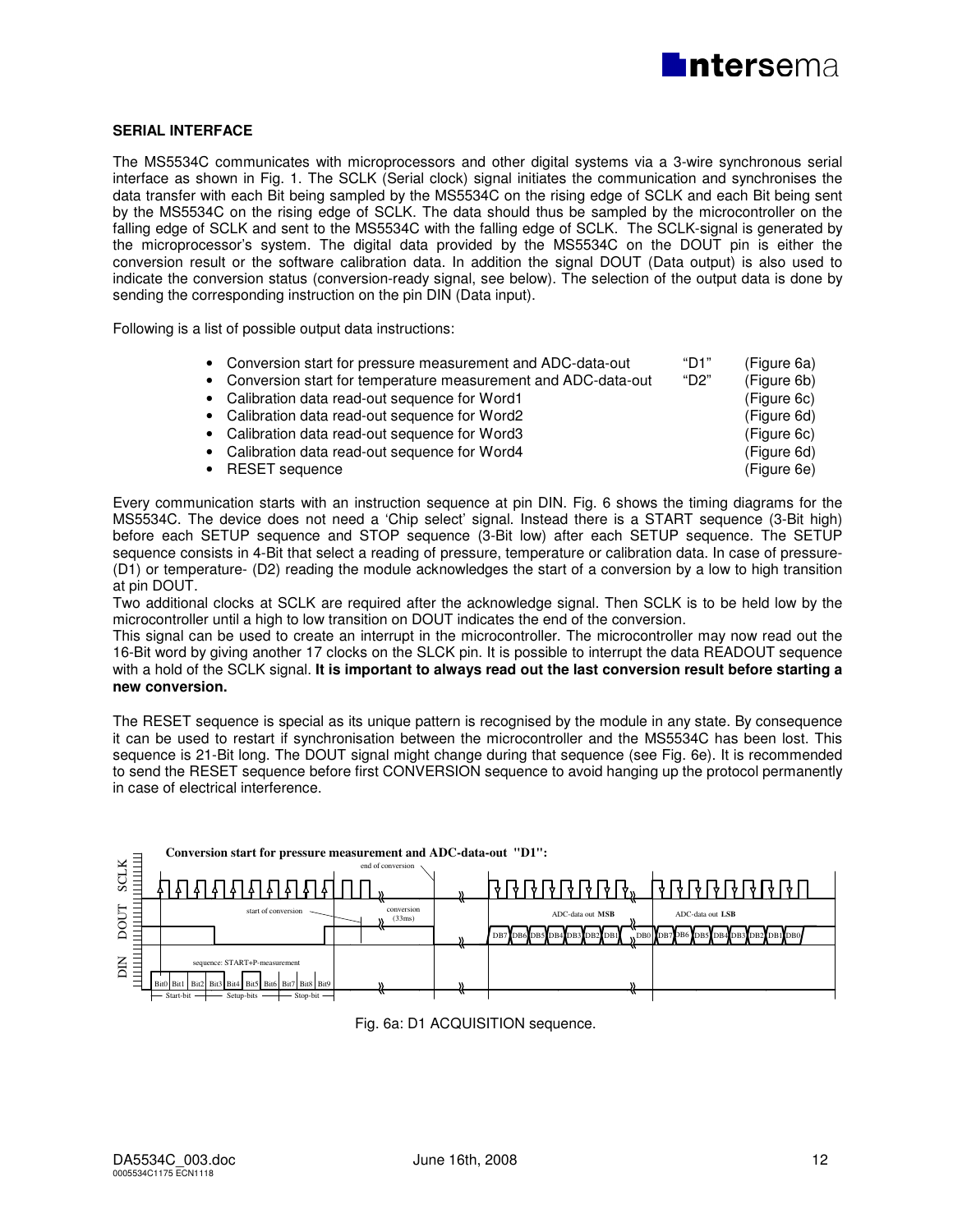### SERIAL INTERFACE

The MS5534C communicates with microprocessors and other digital systems via a 3-wire synchronous serial interface as shown in Fig. 1. The SCLK (Serial clock) signal initiates the communication and synchronises the data transfer with each Bit being sampled by the MS5534C on the rising edge of SCLK and each Bit being sent by the MS5534C on the rising edge of SCLK. The data should thus be sampled by the microcontroller on the falling edge of SCLK and sent to the MS5534C with the falling edge of SCLK. The SCLK-signal is generated by the microprocessor's system. The digital data provided by the MS5534C on the DOUT pin is either the conversion result or the software calibration data. In addition the signal DOUT (Data output) is also used to indicate the conversion status (conversion-ready signal, see below). The selection of the output data is done by sending the corresponding instruction on the pin DIN (Data input).

Following is a list of possible output data instructions:

- Conversion start for pressure measurement and ADC-data-out "D1" (Figure 6a)
- Conversion start for temperature measurement and ADC-data-out "D2" (Figure 6b)
- Calibration data read-out sequence for Word1 (Figure 6c)
- Calibration data read-out sequence for Word2 (Figure 6d)
- Calibration data read-out sequence for Word3 (Figure 6c)
- Calibration data read-out sequence for Word4 (Figure 6d)
- RESET sequence (Figure 6e)

Every communication starts with an instruction sequence at pin DIN. Fig. 6 shows the timing diagrams for the MS5534C. The device does not need a 'Chip select' signal. Instead there is a START sequence (3-Bit high) before each SETUP sequence and STOP sequence (3-Bit low) after each SETUP sequence. The SETUP sequence consists in 4-Bit that select a reading of pressure, temperature or calibration data. In case of pressure- (D1) or temperature- (D2) reading the module acknowledges the start of a conversion by a low to high transition at pin DOUT.
Two additional clocks at SCLK are required after the acknowledge signal. Then SCLK is to be held low by the microcontroller until a high to low transition on DOUT indicates the end of the conversion.
This signal can be used to create an interrupt in the microcontroller. The microcontroller may now read out the 16-Bit word by giving another 17 clocks on the SLCK pin. It is possible to interrupt the data READOUT sequence with a hold of the SCLK signal. **It is important to always read out the last conversion result before starting a new conversion.**

The RESET sequence is special as its unique pattern is recognised by the module in any state. By consequence it can be used to restart if synchronisation between the microcontroller and the MS5534C has been lost. This sequence is 21-Bit long. The DOUT signal might change during that sequence (see Fig. 6e). It is recommended to send the RESET sequence before first CONVERSION sequence to avoid hanging up the protocol permanently in case of electrical interference.

**Conversion start for pressure measurement and ADC-data-out "D1":**

SCLK / DOUT / DIN — end of conversion; start of conversion; conversion (33ms); ADC-data out **MSB**: DB7 DB6 DB5 DB4 DB3 DB2 DB1 DB0; ADC-data out **LSB**: DB7 DB6 DB5 DB4 DB3 DB2 DB1 DB0; sequence: START+P-measurement: Bit0 Bit1 Bit2 Bit3 Bit4 Bit5 Bit6 Bit7 Bit8 Bit9; Start-bit, Setup-bits, Stop-bit

Fig. 6a: D1 ACQUISITION sequence.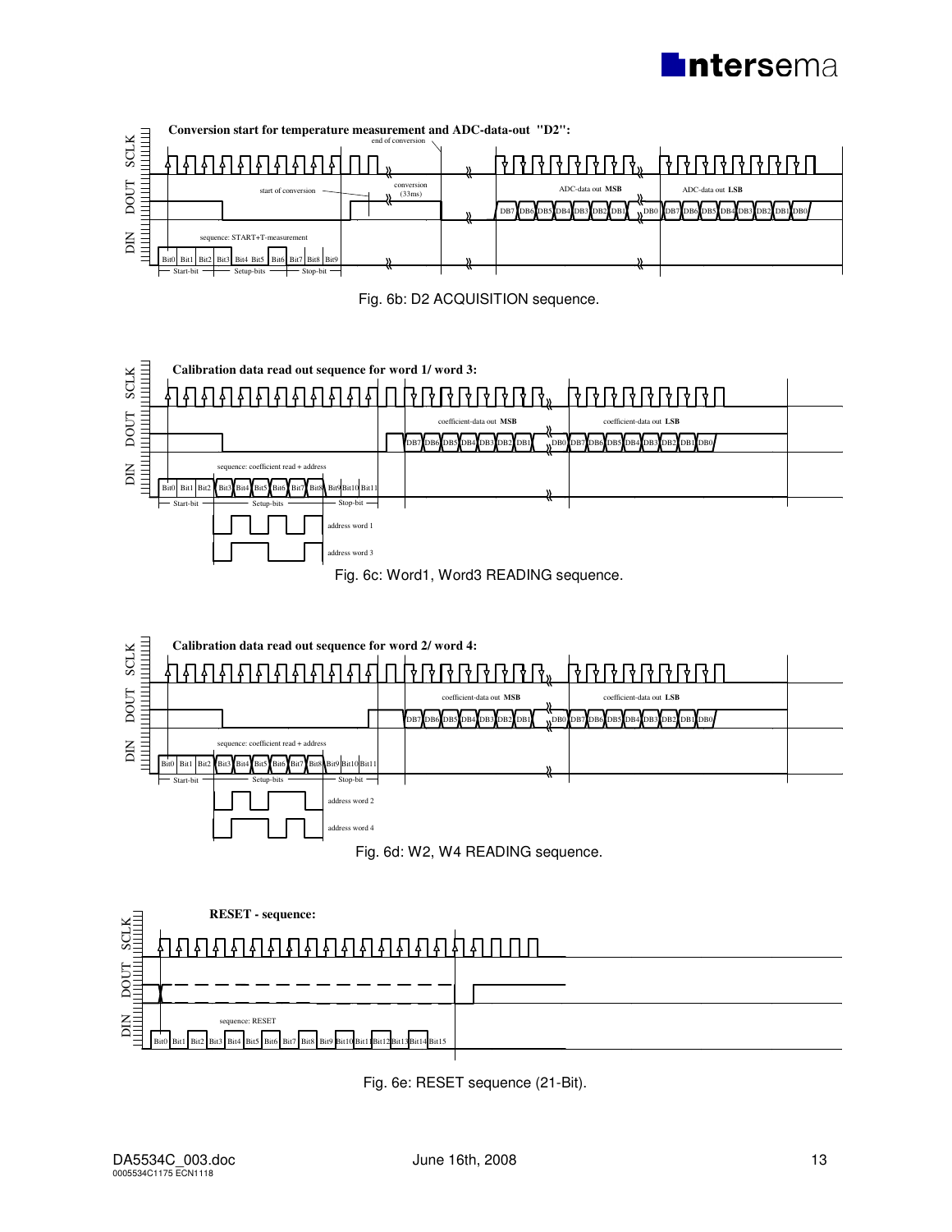**Conversion start for temperature measurement and ADC-data-out "D2":**

Fig. 6b: D2 ACQUISITION sequence.

**Calibration data read out sequence for word 1/ word 3:**

Fig. 6c: Word1, Word3 READING sequence.

**Calibration data read out sequence for word 2/ word 4:**

Fig. 6d: W2, W4 READING sequence.

**RESET - sequence:**

Fig. 6e: RESET sequence (21-Bit).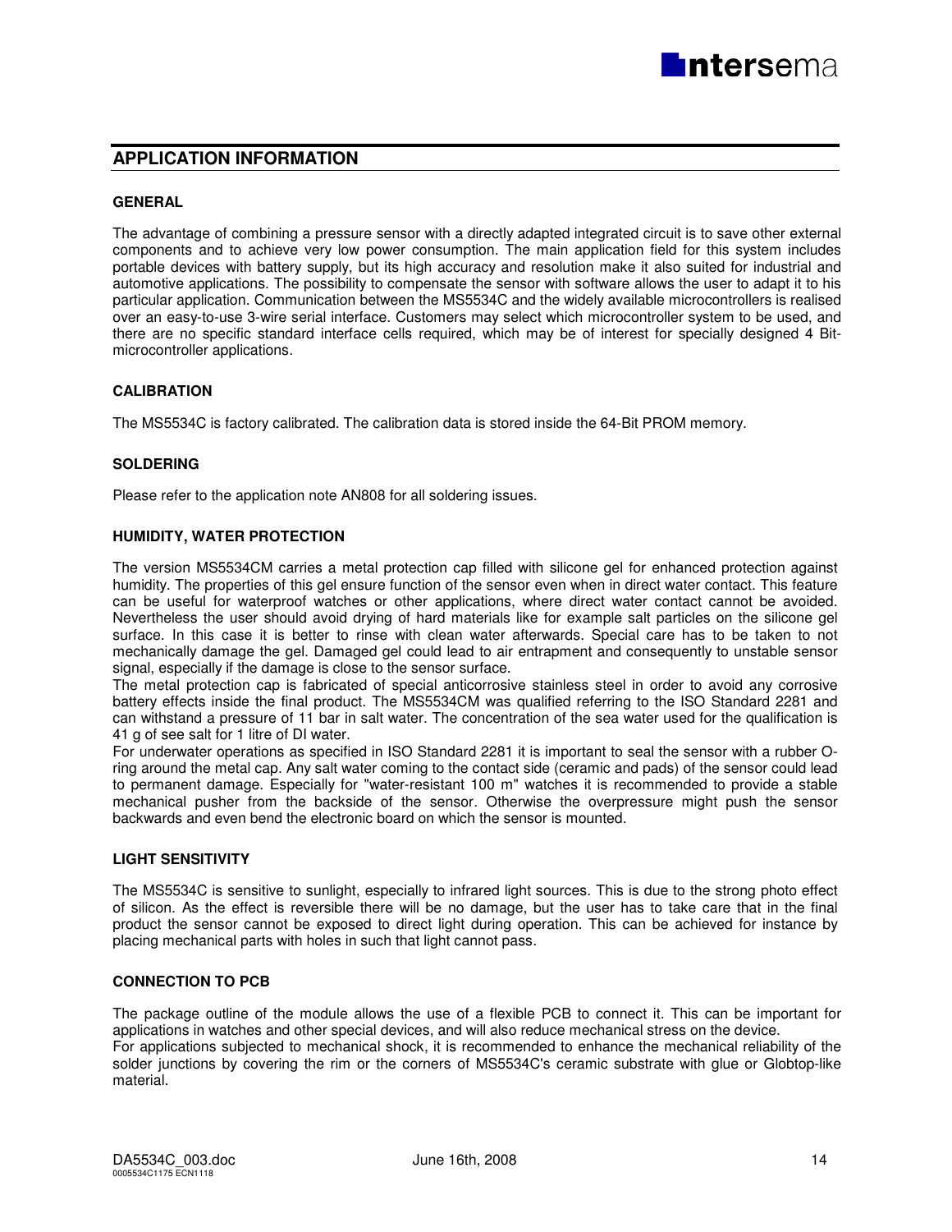## APPLICATION INFORMATION

### GENERAL

The advantage of combining a pressure sensor with a directly adapted integrated circuit is to save other external components and to achieve very low power consumption. The main application field for this system includes portable devices with battery supply, but its high accuracy and resolution make it also suited for industrial and automotive applications. The possibility to compensate the sensor with software allows the user to adapt it to his particular application. Communication between the MS5534C and the widely available microcontrollers is realised over an easy-to-use 3-wire serial interface. Customers may select which microcontroller system to be used, and there are no specific standard interface cells required, which may be of interest for specially designed 4 Bit-microcontroller applications.

### CALIBRATION

The MS5534C is factory calibrated. The calibration data is stored inside the 64-Bit PROM memory.

### SOLDERING

Please refer to the application note AN808 for all soldering issues.

### HUMIDITY, WATER PROTECTION

The version MS5534CM carries a metal protection cap filled with silicone gel for enhanced protection against humidity. The properties of this gel ensure function of the sensor even when in direct water contact. This feature can be useful for waterproof watches or other applications, where direct water contact cannot be avoided. Nevertheless the user should avoid drying of hard materials like for example salt particles on the silicone gel surface. In this case it is better to rinse with clean water afterwards. Special care has to be taken to not mechanically damage the gel. Damaged gel could lead to air entrapment and consequently to unstable sensor signal, especially if the damage is close to the sensor surface.

The metal protection cap is fabricated of special anticorrosive stainless steel in order to avoid any corrosive battery effects inside the final product. The MS5534CM was qualified referring to the ISO Standard 2281 and can withstand a pressure of 11 bar in salt water. The concentration of the sea water used for the qualification is 41 g of see salt for 1 litre of DI water.

For underwater operations as specified in ISO Standard 2281 it is important to seal the sensor with a rubber O-ring around the metal cap. Any salt water coming to the contact side (ceramic and pads) of the sensor could lead to permanent damage. Especially for "water-resistant 100 m" watches it is recommended to provide a stable mechanical pusher from the backside of the sensor. Otherwise the overpressure might push the sensor backwards and even bend the electronic board on which the sensor is mounted.

### LIGHT SENSITIVITY

The MS5534C is sensitive to sunlight, especially to infrared light sources. This is due to the strong photo effect of silicon. As the effect is reversible there will be no damage, but the user has to take care that in the final product the sensor cannot be exposed to direct light during operation. This can be achieved for instance by placing mechanical parts with holes in such that light cannot pass.

### CONNECTION TO PCB

The package outline of the module allows the use of a flexible PCB to connect it. This can be important for applications in watches and other special devices, and will also reduce mechanical stress on the device.

For applications subjected to mechanical shock, it is recommended to enhance the mechanical reliability of the solder junctions by covering the rim or the corners of MS5534C's ceramic substrate with glue or Globtop-like material.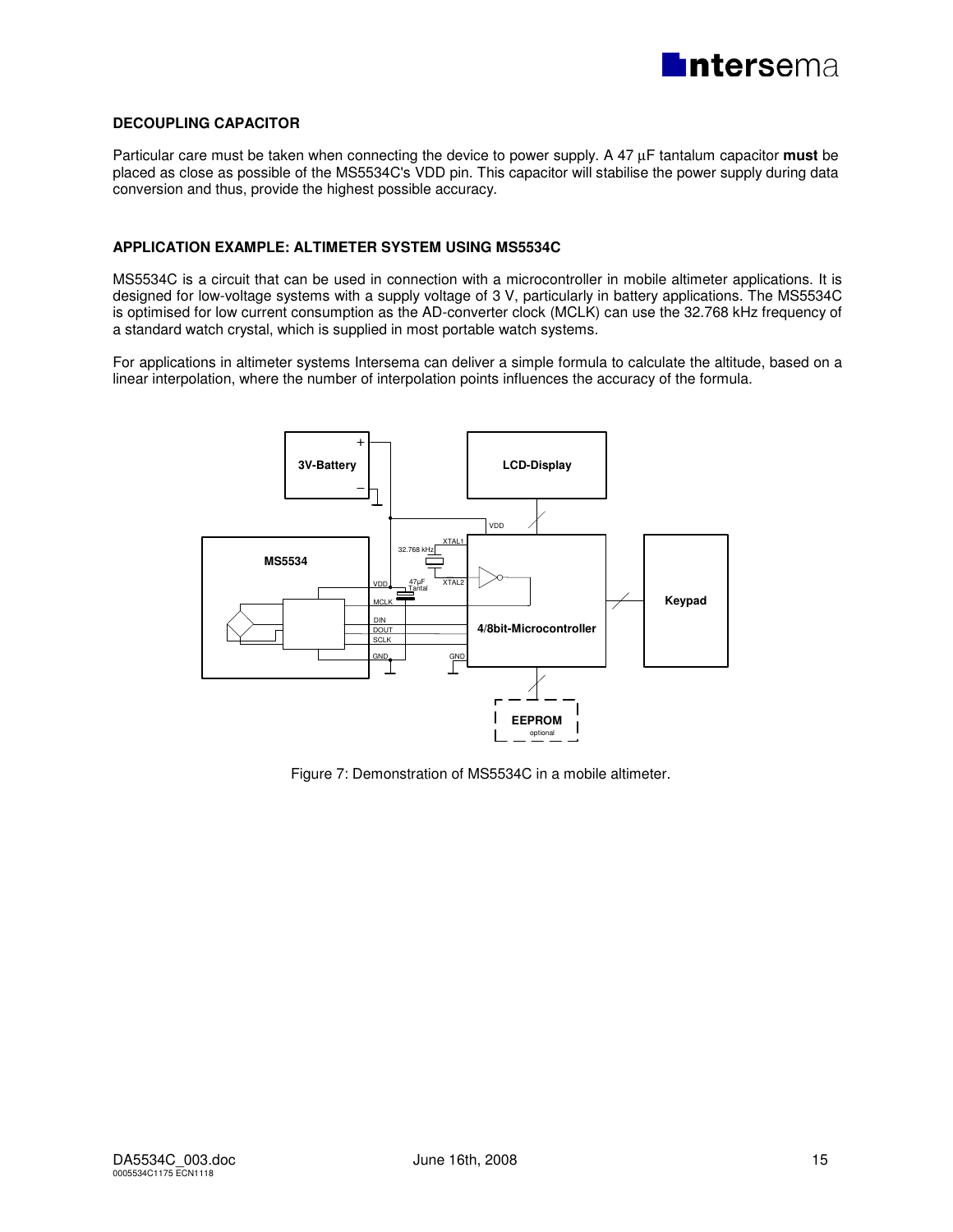## DECOUPLING CAPACITOR

Particular care must be taken when connecting the device to power supply. A 47 µF tantalum capacitor **must** be placed as close as possible of the MS5534C's VDD pin. This capacitor will stabilise the power supply during data conversion and thus, provide the highest possible accuracy.

## APPLICATION EXAMPLE: ALTIMETER SYSTEM USING MS5534C

MS5534C is a circuit that can be used in connection with a microcontroller in mobile altimeter applications. It is designed for low-voltage systems with a supply voltage of 3 V, particularly in battery applications. The MS5534C is optimised for low current consumption as the AD-converter clock (MCLK) can use the 32.768 kHz frequency of a standard watch crystal, which is supplied in most portable watch systems.

For applications in altimeter systems Intersema can deliver a simple formula to calculate the altitude, based on a linear interpolation, where the number of interpolation points influences the accuracy of the formula.

Figure 7: Demonstration of MS5534C in a mobile altimeter.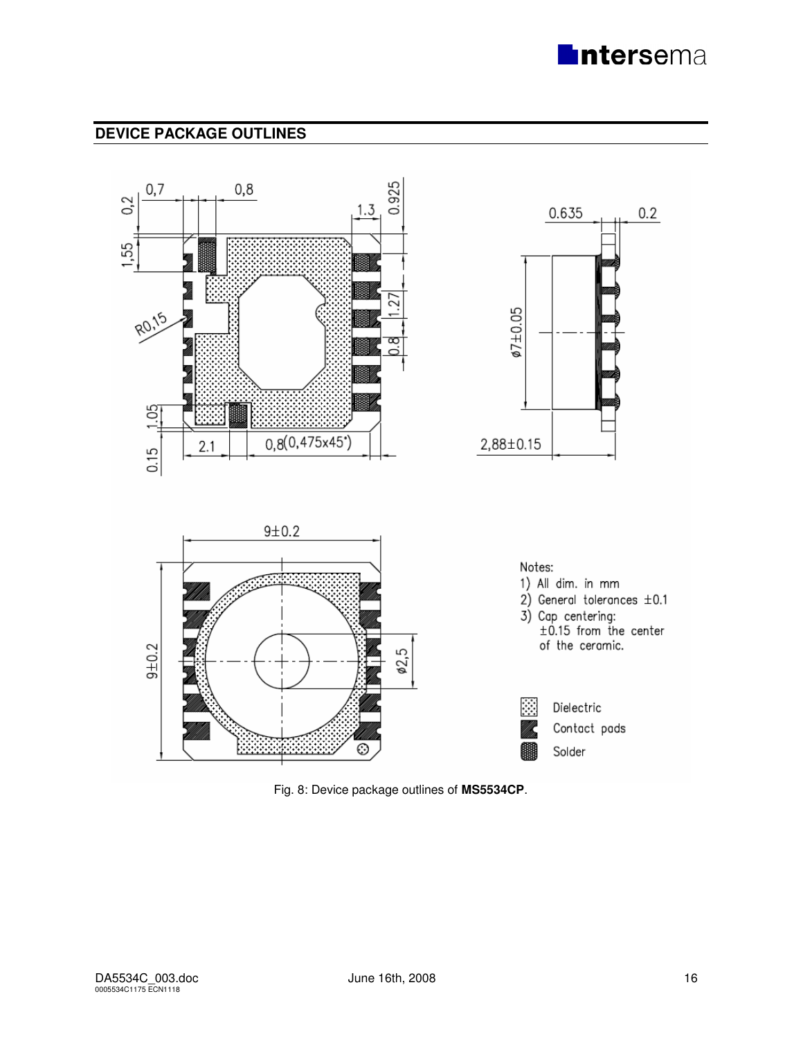## DEVICE PACKAGE OUTLINES

Notes:
1) All dim. in mm
2) General tolerances ±0.1
3) Cap centering: ±0.15 from the center of the ceramic.

Dielectric
Contact pads
Solder

Fig. 8: Device package outlines of **MS5534CP**.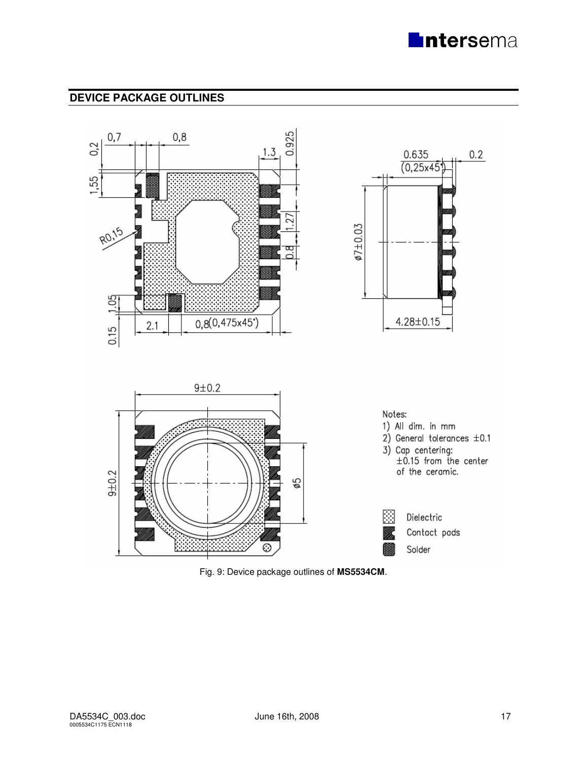## DEVICE PACKAGE OUTLINES

Notes:
1) All dim. in mm
2) General tolerances ±0.1
3) Cap centering: ±0.15 from the center of the ceramic.

Dielectric
Contact pads
Solder

Fig. 9: Device package outlines of **MS5534CM**.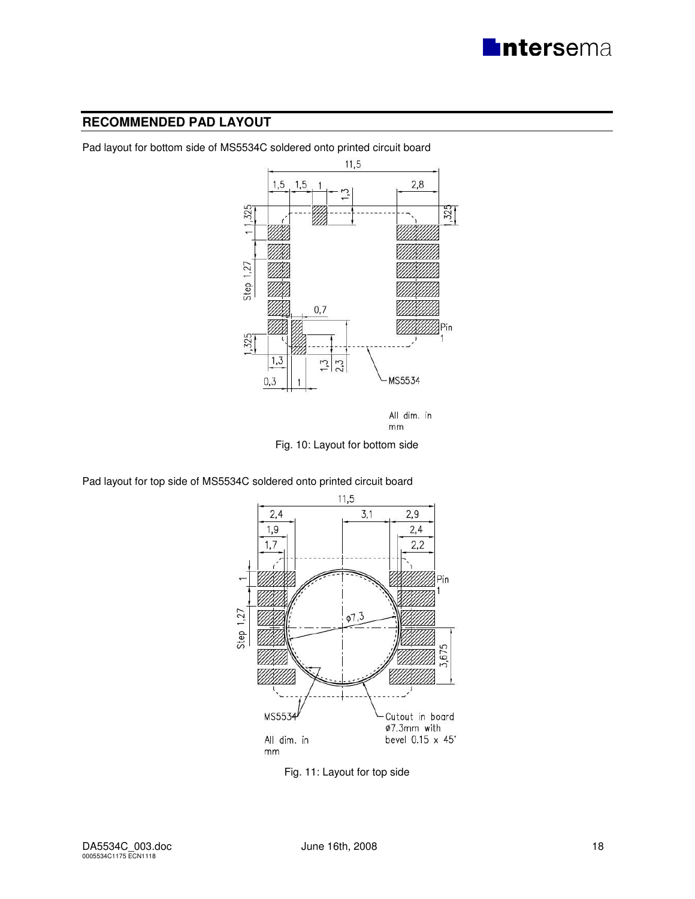## RECOMMENDED PAD LAYOUT

Pad layout for bottom side of MS5534C soldered onto printed circuit board

Fig. 10: Layout for bottom side

Pad layout for top side of MS5534C soldered onto printed circuit board

Fig. 11: Layout for top side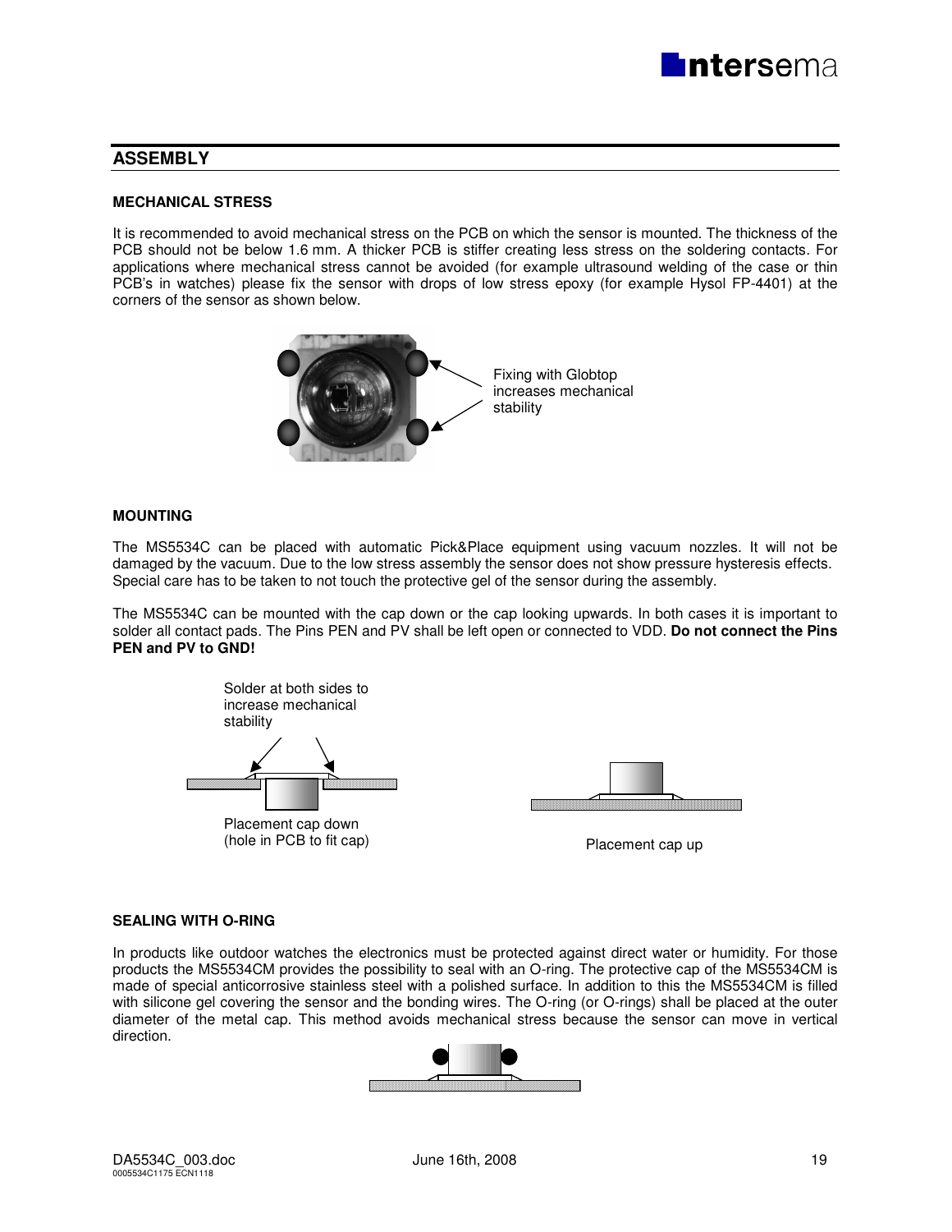## ASSEMBLY

### MECHANICAL STRESS

It is recommended to avoid mechanical stress on the PCB on which the sensor is mounted. The thickness of the PCB should not be below 1.6 mm. A thicker PCB is stiffer creating less stress on the soldering contacts. For applications where mechanical stress cannot be avoided (for example ultrasound welding of the case or thin PCB's in watches) please fix the sensor with drops of low stress epoxy (for example Hysol FP-4401) at the corners of the sensor as shown below.

Fixing with Globtop increases mechanical stability

### MOUNTING

The MS5534C can be placed with automatic Pick&Place equipment using vacuum nozzles. It will not be damaged by the vacuum. Due to the low stress assembly the sensor does not show pressure hysteresis effects. Special care has to be taken to not touch the protective gel of the sensor during the assembly.

The MS5534C can be mounted with the cap down or the cap looking upwards. In both cases it is important to solder all contact pads. The Pins PEN and PV shall be left open or connected to VDD. **Do not connect the Pins PEN and PV to GND!**

Solder at both sides to increase mechanical stability

Placement cap down (hole in PCB to fit cap)

Placement cap up

### SEALING WITH O-RING

In products like outdoor watches the electronics must be protected against direct water or humidity. For those products the MS5534CM provides the possibility to seal with an O-ring. The protective cap of the MS5534CM is made of special anticorrosive stainless steel with a polished surface. In addition to this the MS5534CM is filled with silicone gel covering the sensor and the bonding wires. The O-ring (or O-rings) shall be placed at the outer diameter of the metal cap. This method avoids mechanical stress because the sensor can move in vertical direction.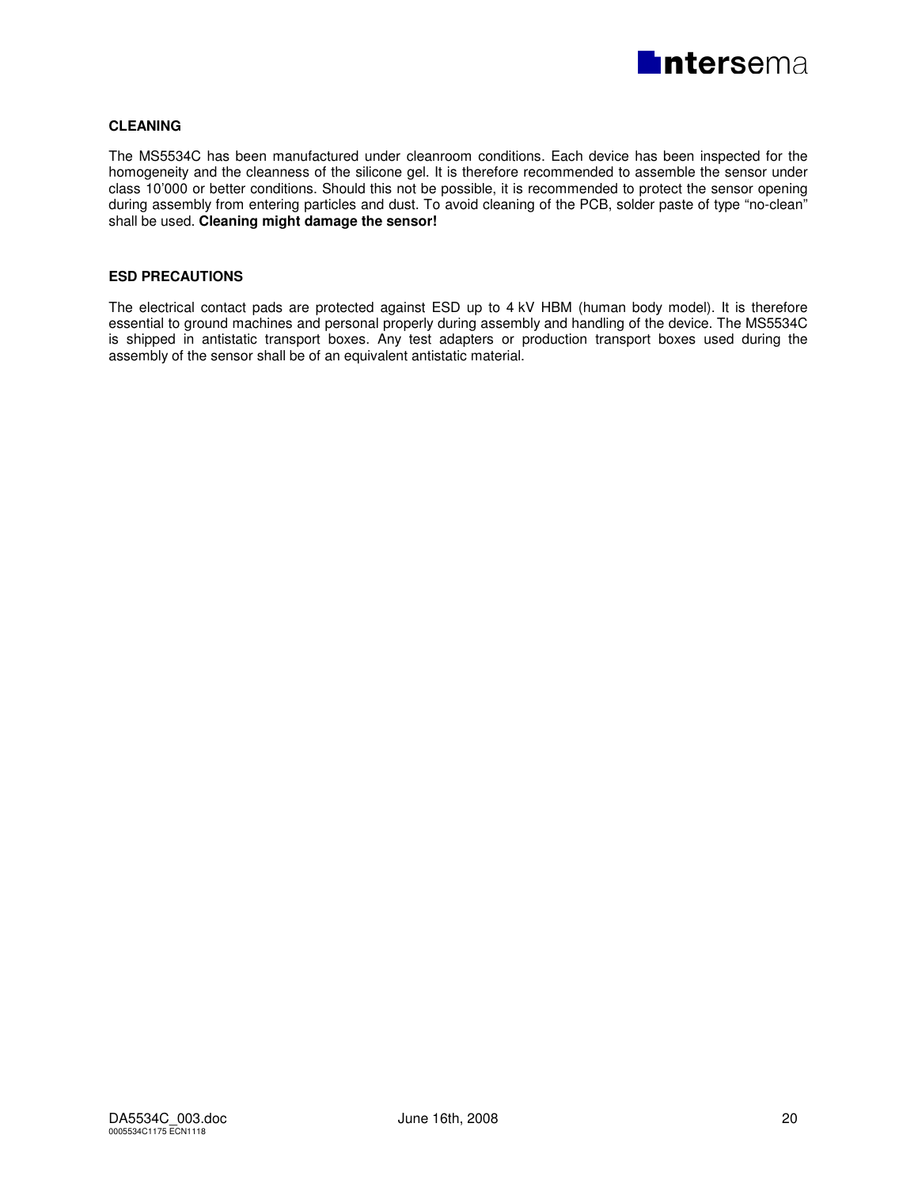## CLEANING

The MS5534C has been manufactured under cleanroom conditions. Each device has been inspected for the homogeneity and the cleanness of the silicone gel. It is therefore recommended to assemble the sensor under class 10’000 or better conditions. Should this not be possible, it is recommended to protect the sensor opening during assembly from entering particles and dust. To avoid cleaning of the PCB, solder paste of type “no-clean” shall be used. **Cleaning might damage the sensor!**

## ESD PRECAUTIONS

The electrical contact pads are protected against ESD up to 4 kV HBM (human body model). It is therefore essential to ground machines and personal properly during assembly and handling of the device. The MS5534C is shipped in antistatic transport boxes. Any test adapters or production transport boxes used during the assembly of the sensor shall be of an equivalent antistatic material.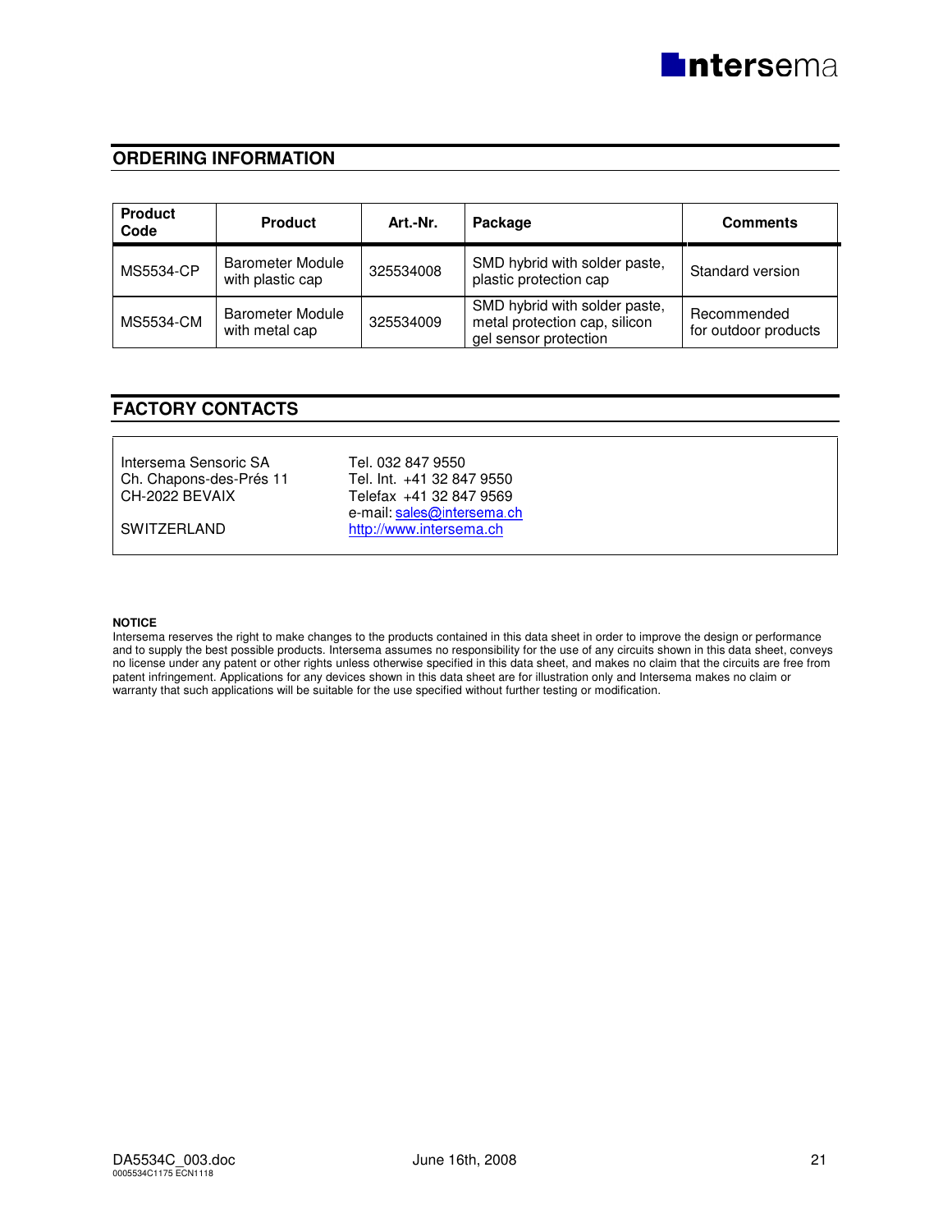## ORDERING INFORMATION

| Product Code | Product | Art.-Nr. | Package | Comments |
|---|---|---|---|---|
| MS5534-CP | Barometer Module with plastic cap | 325534008 | SMD hybrid with solder paste, plastic protection cap | Standard version |
| MS5534-CM | Barometer Module with metal cap | 325534009 | SMD hybrid with solder paste, metal protection cap, silicon gel sensor protection | Recommended for outdoor products |

## FACTORY CONTACTS

| | |
|---|---|
| Intersema Sensoric SA<br>Ch. Chapons-des-Prés 11<br>CH-2022 BEVAIX<br><br>SWITZERLAND | Tel. 032 847 9550<br>Tel. Int. +41 32 847 9550<br>Telefax +41 32 847 9569<br>e-mail: sales@intersema.ch<br>http://www.intersema.ch |

**NOTICE**

Intersema reserves the right to make changes to the products contained in this data sheet in order to improve the design or performance and to supply the best possible products. Intersema assumes no responsibility for the use of any circuits shown in this data sheet, conveys no license under any patent or other rights unless otherwise specified in this data sheet, and makes no claim that the circuits are free from patent infringement. Applications for any devices shown in this data sheet are for illustration only and Intersema makes no claim or warranty that such applications will be suitable for the use specified without further testing or modification.